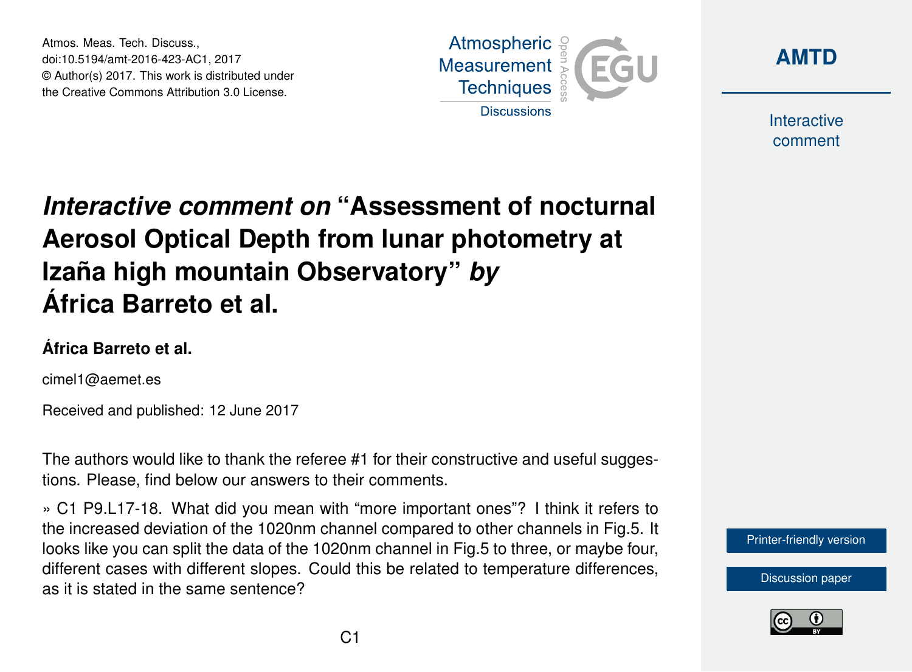# *Interactive comment on* "Assessment of nocturnal Aerosol Optical Depth from lunar photometry at Izaña high mountain Observatory" *by* África Barreto et al.

**África Barreto et al.**

cimel1@aemet.es

Received and published: 12 June 2017

The authors would like to thank the referee #1 for their constructive and useful suggestions. Please, find below our answers to their comments.

» C1 P9.L17-18. What did you mean with "more important ones"? I think it refers to the increased deviation of the 1020nm channel compared to other channels in Fig.5. It looks like you can split the data of the 1020nm channel in Fig.5 to three, or maybe four, different cases with different slopes. Could this be related to temperature differences, as it is stated in the same sentence?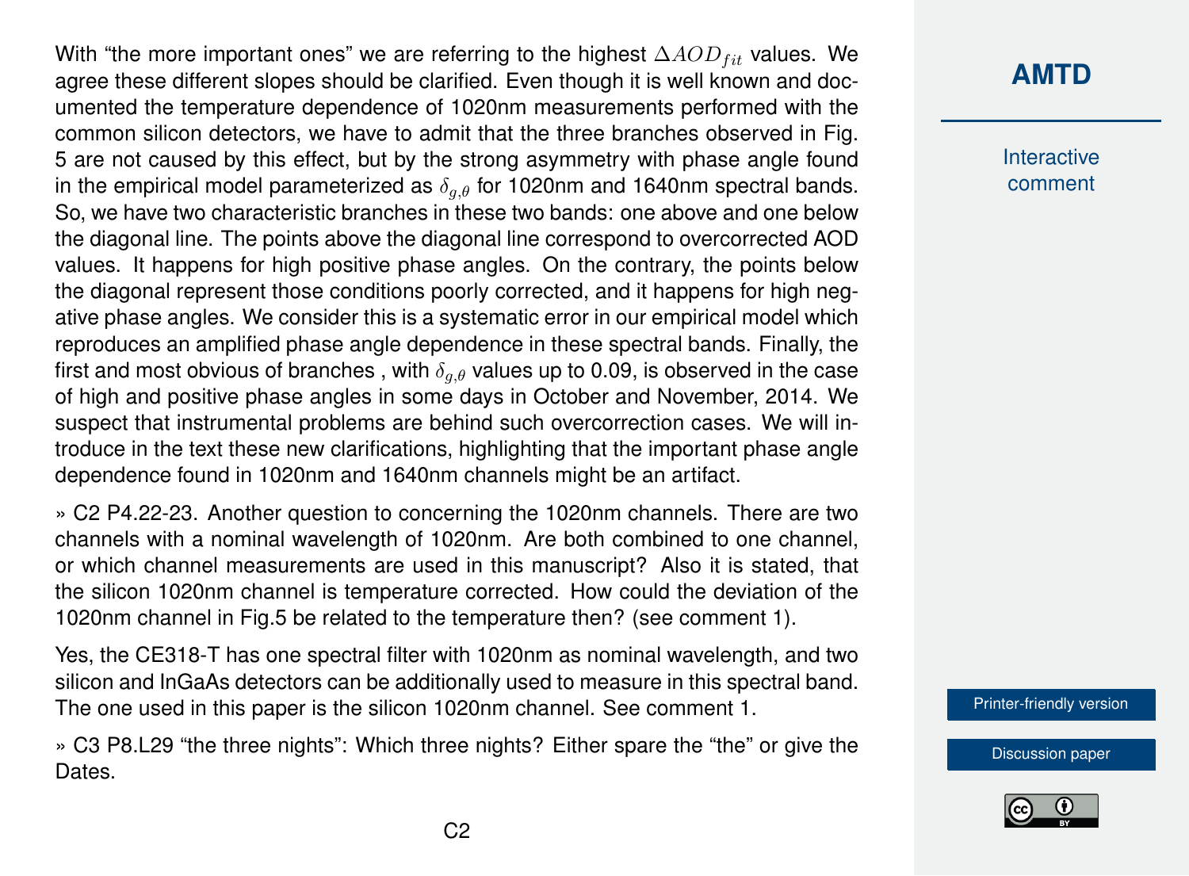With “the more important ones” we are referring to the highest $\Delta AOD_{fit}$ values. We agree these different slopes should be clarified. Even though it is well known and documented the temperature dependence of 1020nm measurements performed with the common silicon detectors, we have to admit that the three branches observed in Fig. 5 are not caused by this effect, but by the strong asymmetry with phase angle found in the empirical model parameterized as $\delta_{g,\theta}$ for 1020nm and 1640nm spectral bands. So, we have two characteristic branches in these two bands: one above and one below the diagonal line. The points above the diagonal line correspond to overcorrected AOD values. It happens for high positive phase angles. On the contrary, the points below the diagonal represent those conditions poorly corrected, and it happens for high negative phase angles. We consider this is a systematic error in our empirical model which reproduces an amplified phase angle dependence in these spectral bands. Finally, the first and most obvious of branches , with $\delta_{g,\theta}$ values up to 0.09, is observed in the case of high and positive phase angles in some days in October and November, 2014. We suspect that instrumental problems are behind such overcorrection cases. We will introduce in the text these new clarifications, highlighting that the important phase angle dependence found in 1020nm and 1640nm channels might be an artifact.

» C2 P4.22-23. Another question to concerning the 1020nm channels. There are two channels with a nominal wavelength of 1020nm. Are both combined to one channel, or which channel measurements are used in this manuscript? Also it is stated, that the silicon 1020nm channel is temperature corrected. How could the deviation of the 1020nm channel in Fig.5 be related to the temperature then? (see comment 1).

Yes, the CE318-T has one spectral filter with 1020nm as nominal wavelength, and two silicon and InGaAs detectors can be additionally used to measure in this spectral band. The one used in this paper is the silicon 1020nm channel. See comment 1.

» C3 P8.L29 “the three nights”: Which three nights? Either spare the “the” or give the Dates.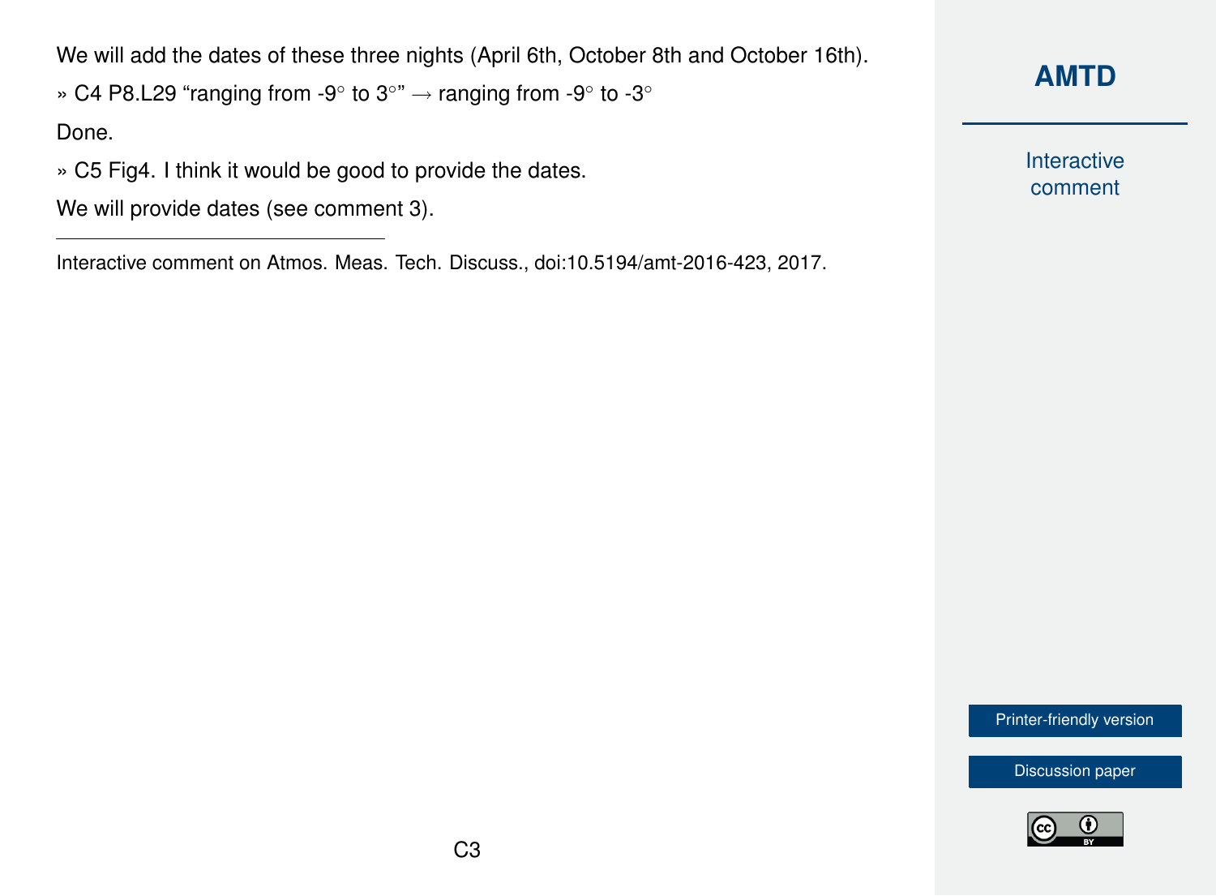We will add the dates of these three nights (April 6th, October 8th and October 16th).

» C4 P8.L29 “ranging from -9° to 3°” → ranging from -9° to -3°

Done.

» C5 Fig4. I think it would be good to provide the dates.

We will provide dates (see comment 3).

---

Interactive comment on Atmos. Meas. Tech. Discuss., doi:10.5194/amt-2016-423, 2017.